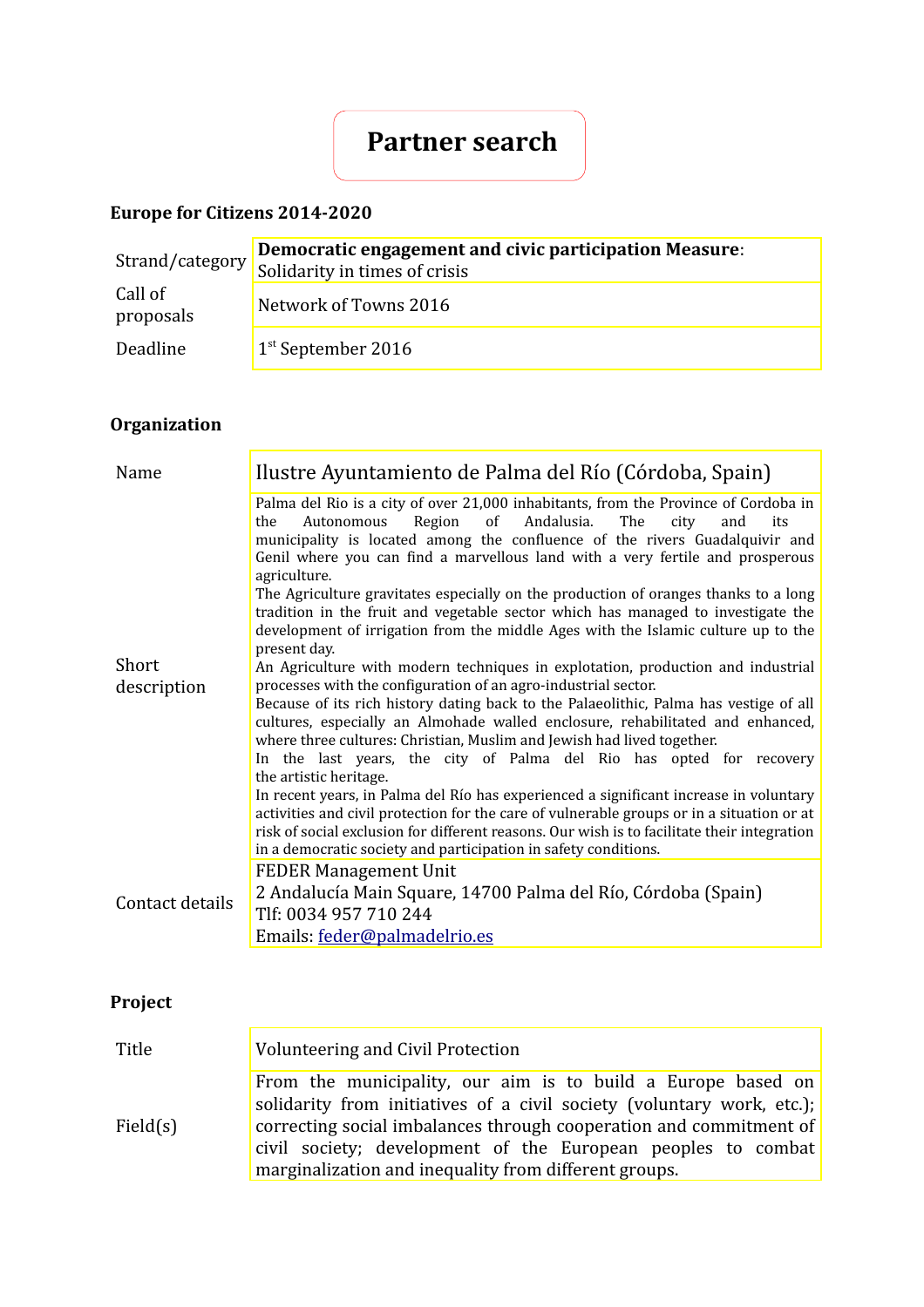# Partner search

## Europe for Citizens 2014-2020

| | |
|---|---|
| Strand/category | **Democratic engagement and civic participation Measure**: Solidarity in times of crisis |
| Call of proposals | Network of Towns 2016 |
| Deadline | 1st September 2016 |

## Organization

| | |
|---|---|
| Name | Ilustre Ayuntamiento de Palma del Río (Córdoba, Spain) |
| Short description | Palma del Rio is a city of over 21,000 inhabitants, from the Province of Cordoba in the Autonomous Region of Andalusia. The city and its municipality is located among the confluence of the rivers Guadalquivir and Genil where you can find a marvellous land with a very fertile and prosperous agriculture.<br>The Agriculture gravitates especially on the production of oranges thanks to a long tradition in the fruit and vegetable sector which has managed to investigate the development of irrigation from the middle Ages with the Islamic culture up to the present day.<br>An Agriculture with modern techniques in explotation, production and industrial processes with the configuration of an agro-industrial sector.<br>Because of its rich history dating back to the Palaeolithic, Palma has vestige of all cultures, especially an Almohade walled enclosure, rehabilitated and enhanced, where three cultures: Christian, Muslim and Jewish had lived together.<br>In the last years, the city of Palma del Rio has opted for recovery the artistic heritage.<br>In recent years, in Palma del Río has experienced a significant increase in voluntary activities and civil protection for the care of vulnerable groups or in a situation or at risk of social exclusion for different reasons. Our wish is to facilitate their integration in a democratic society and participation in safety conditions. |
| Contact details | FEDER Management Unit<br>2 Andalucía Main Square, 14700 Palma del Río, Córdoba (Spain)<br>Tlf: 0034 957 710 244<br>Emails: feder@palmadelrio.es |

## Project

| | |
|---|---|
| Title | Volunteering and Civil Protection |
| Field(s) | From the municipality, our aim is to build a Europe based on solidarity from initiatives of a civil society (voluntary work, etc.); correcting social imbalances through cooperation and commitment of civil society; development of the European peoples to combat marginalization and inequality from different groups. |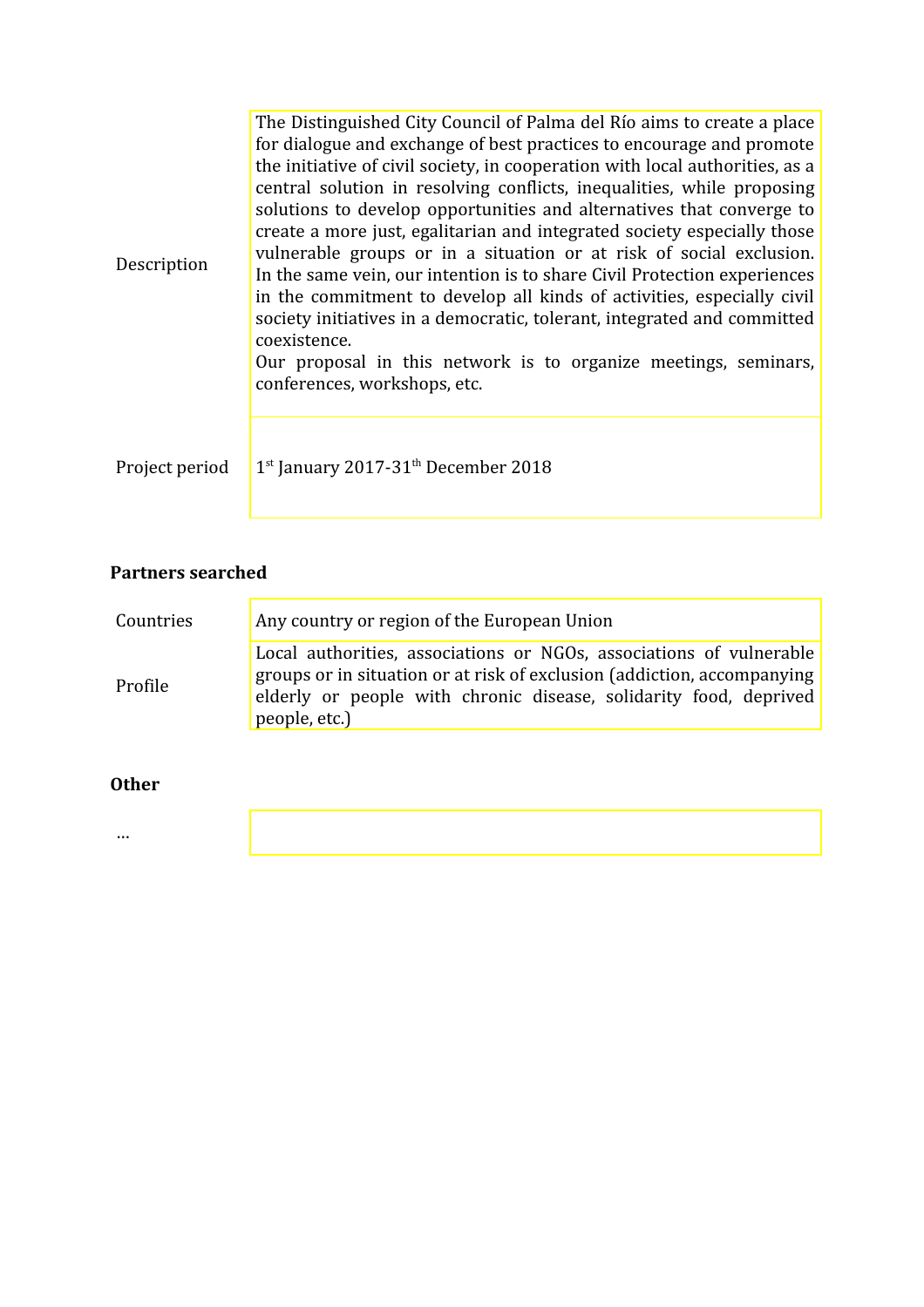| | |
|---|---|
| Description | The Distinguished City Council of Palma del Río aims to create a place for dialogue and exchange of best practices to encourage and promote the initiative of civil society, in cooperation with local authorities, as a central solution in resolving conflicts, inequalities, while proposing solutions to develop opportunities and alternatives that converge to create a more just, egalitarian and integrated society especially those vulnerable groups or in a situation or at risk of social exclusion. In the same vein, our intention is to share Civil Protection experiences in the commitment to develop all kinds of activities, especially civil society initiatives in a democratic, tolerant, integrated and committed coexistence.<br>Our proposal in this network is to organize meetings, seminars, conferences, workshops, etc. |
| Project period | 1st January 2017-31th December 2018 |

**Partners searched**

| | |
|---|---|
| Countries | Any country or region of the European Union |
| Profile | Local authorities, associations or NGOs, associations of vulnerable groups or in situation or at risk of exclusion (addiction, accompanying elderly or people with chronic disease, solidarity food, deprived people, etc.) |

**Other**

| | |
|---|---|
| … | |